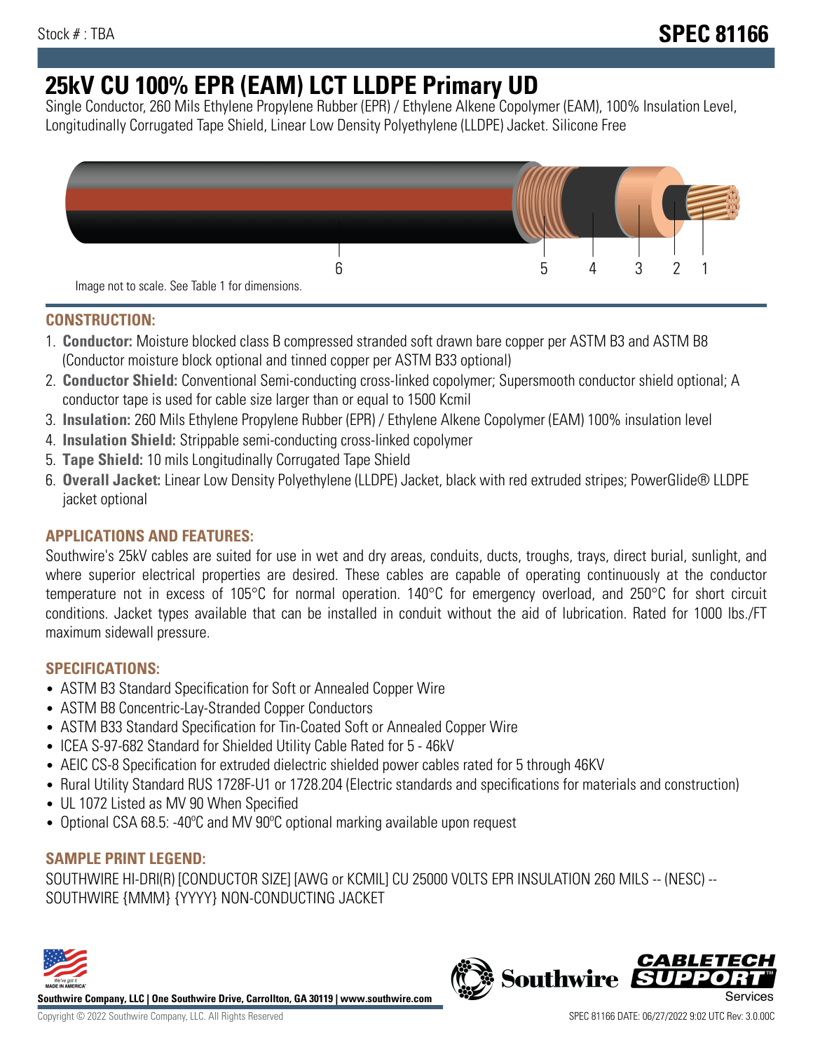Stock # : TBA

# SPEC 81166

# 25kV CU 100% EPR (EAM) LCT LLDPE Primary UD

Single Conductor, 260 Mils Ethylene Propylene Rubber (EPR) / Ethylene Alkene Copolymer (EAM), 100% Insulation Level, Longitudinally Corrugated Tape Shield, Linear Low Density Polyethylene (LLDPE) Jacket. Silicone Free

Image not to scale. See Table 1 for dimensions.

## CONSTRUCTION:

1. **Conductor:** Moisture blocked class B compressed stranded soft drawn bare copper per ASTM B3 and ASTM B8 (Conductor moisture block optional and tinned copper per ASTM B33 optional)
2. **Conductor Shield:** Conventional Semi-conducting cross-linked copolymer; Supersmooth conductor shield optional; A conductor tape is used for cable size larger than or equal to 1500 Kcmil
3. **Insulation:** 260 Mils Ethylene Propylene Rubber (EPR) / Ethylene Alkene Copolymer (EAM) 100% insulation level
4. **Insulation Shield:** Strippable semi-conducting cross-linked copolymer
5. **Tape Shield:** 10 mils Longitudinally Corrugated Tape Shield
6. **Overall Jacket:** Linear Low Density Polyethylene (LLDPE) Jacket, black with red extruded stripes; PowerGlide® LLDPE jacket optional

## APPLICATIONS AND FEATURES:

Southwire's 25kV cables are suited for use in wet and dry areas, conduits, ducts, troughs, trays, direct burial, sunlight, and where superior electrical properties are desired. These cables are capable of operating continuously at the conductor temperature not in excess of 105°C for normal operation. 140°C for emergency overload, and 250°C for short circuit conditions. Jacket types available that can be installed in conduit without the aid of lubrication. Rated for 1000 lbs./FT maximum sidewall pressure.

## SPECIFICATIONS:

- ASTM B3 Standard Specification for Soft or Annealed Copper Wire
- ASTM B8 Concentric-Lay-Stranded Copper Conductors
- ASTM B33 Standard Specification for Tin-Coated Soft or Annealed Copper Wire
- ICEA S-97-682 Standard for Shielded Utility Cable Rated for 5 - 46kV
- AEIC CS-8 Specification for extruded dielectric shielded power cables rated for 5 through 46KV
- Rural Utility Standard RUS 1728F-U1 or 1728.204 (Electric standards and specifications for materials and construction)
- UL 1072 Listed as MV 90 When Specified
- Optional CSA 68.5: -40ºC and MV 90ºC optional marking available upon request

## SAMPLE PRINT LEGEND:

SOUTHWIRE HI-DRI(R) [CONDUCTOR SIZE] [AWG or KCMIL] CU 25000 VOLTS EPR INSULATION 260 MILS -- (NESC) -- SOUTHWIRE {MMM} {YYYY} NON-CONDUCTING JACKET

**Southwire Company, LLC | One Southwire Drive, Carrollton, GA 30119 | www.southwire.com**

Copyright © 2022 Southwire Company, LLC. All Rights Reserved

SPEC 81166 DATE: 06/27/2022 9:02 UTC Rev: 3.0.00C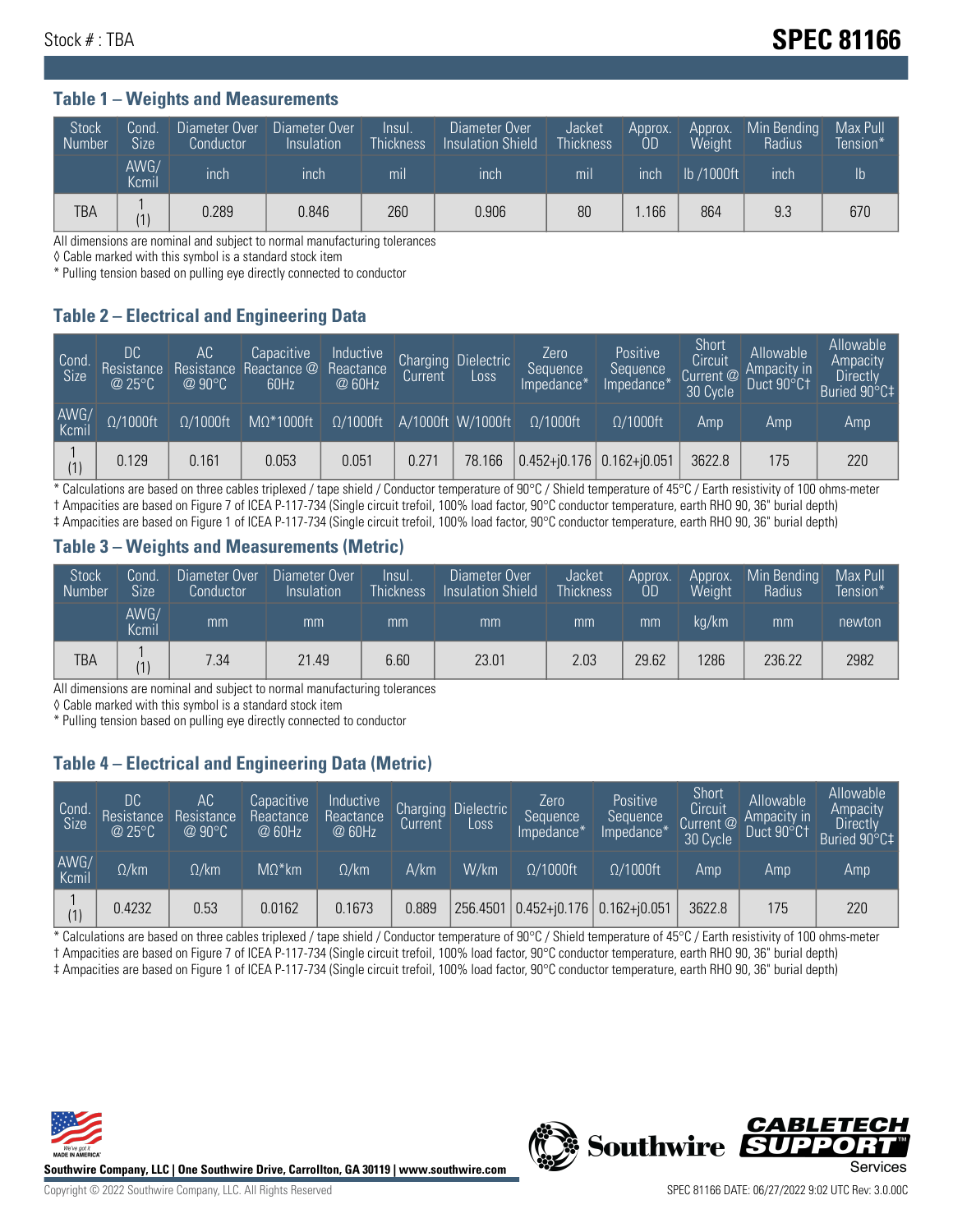Stock # : TBA

# SPEC 81166

## Table 1 – Weights and Measurements

| Stock Number | Cond. Size | Diameter Over Conductor | Diameter Over Insulation | Insul. Thickness | Diameter Over Insulation Shield | Jacket Thickness | Approx. OD | Approx. Weight | Min Bending Radius | Max Pull Tension* |
|---|---|---|---|---|---|---|---|---|---|---|
| | AWG/ Kcmil | inch | inch | mil | inch | mil | inch | lb /1000ft | inch | lb |
| TBA | 1 (1) | 0.289 | 0.846 | 260 | 0.906 | 80 | 1.166 | 864 | 9.3 | 670 |

All dimensions are nominal and subject to normal manufacturing tolerances

◊ Cable marked with this symbol is a standard stock item

* Pulling tension based on pulling eye directly connected to conductor

## Table 2 – Electrical and Engineering Data

| Cond. Size | DC Resistance @ 25°C | AC Resistance @ 90°C | Capacitive Reactance @ 60Hz | Inductive Reactance @ 60Hz | Charging Current | Dielectric Loss | Zero Sequence Impedance* | Positive Sequence Impedance* | Short Circuit Current @ 30 Cycle | Allowable Ampacity in Duct 90°C† | Allowable Ampacity Directly Buried 90°C‡ |
|---|---|---|---|---|---|---|---|---|---|---|---|
| AWG/ Kcmil | Ω/1000ft | Ω/1000ft | MΩ*1000ft | Ω/1000ft | A/1000ft | W/1000ft | Ω/1000ft | Ω/1000ft | Amp | Amp | Amp |
| 1 (1) | 0.129 | 0.161 | 0.053 | 0.051 | 0.271 | 78.166 | 0.452+j0.176 | 0.162+j0.051 | 3622.8 | 175 | 220 |

* Calculations are based on three cables triplexed / tape shield / Conductor temperature of 90°C / Shield temperature of 45°C / Earth resistivity of 100 ohms-meter

† Ampacities are based on Figure 7 of ICEA P-117-734 (Single circuit trefoil, 100% load factor, 90°C conductor temperature, earth RHO 90, 36" burial depth)

‡ Ampacities are based on Figure 1 of ICEA P-117-734 (Single circuit trefoil, 100% load factor, 90°C conductor temperature, earth RHO 90, 36" burial depth)

## Table 3 – Weights and Measurements (Metric)

| Stock Number | Cond. Size | Diameter Over Conductor | Diameter Over Insulation | Insul. Thickness | Diameter Over Insulation Shield | Jacket Thickness | Approx. OD | Approx. Weight | Min Bending Radius | Max Pull Tension* |
|---|---|---|---|---|---|---|---|---|---|---|
| | AWG/ Kcmil | mm | mm | mm | mm | mm | mm | kg/km | mm | newton |
| TBA | 1 (1) | 7.34 | 21.49 | 6.60 | 23.01 | 2.03 | 29.62 | 1286 | 236.22 | 2982 |

All dimensions are nominal and subject to normal manufacturing tolerances

◊ Cable marked with this symbol is a standard stock item

* Pulling tension based on pulling eye directly connected to conductor

## Table 4 – Electrical and Engineering Data (Metric)

| Cond. Size | DC Resistance @ 25°C | AC Resistance @ 90°C | Capacitive Reactance @ 60Hz | Inductive Reactance @ 60Hz | Charging Current | Dielectric Loss | Zero Sequence Impedance* | Positive Sequence Impedance* | Short Circuit Current @ 30 Cycle | Allowable Ampacity in Duct 90°C† | Allowable Ampacity Directly Buried 90°C‡ |
|---|---|---|---|---|---|---|---|---|---|---|---|
| AWG/ Kcmil | Ω/km | Ω/km | MΩ*km | Ω/km | A/km | W/km | Ω/1000ft | Ω/1000ft | Amp | Amp | Amp |
| 1 (1) | 0.4232 | 0.53 | 0.0162 | 0.1673 | 0.889 | 256.4501 | 0.452+j0.176 | 0.162+j0.051 | 3622.8 | 175 | 220 |

* Calculations are based on three cables triplexed / tape shield / Conductor temperature of 90°C / Shield temperature of 45°C / Earth resistivity of 100 ohms-meter

† Ampacities are based on Figure 7 of ICEA P-117-734 (Single circuit trefoil, 100% load factor, 90°C conductor temperature, earth RHO 90, 36" burial depth)

‡ Ampacities are based on Figure 1 of ICEA P-117-734 (Single circuit trefoil, 100% load factor, 90°C conductor temperature, earth RHO 90, 36" burial depth)

Southwire Company, LLC | One Southwire Drive, Carrollton, GA 30119 | www.southwire.com

Copyright © 2022 Southwire Company, LLC. All Rights Reserved

SPEC 81166 DATE: 06/27/2022 9:02 UTC Rev: 3.0.00C